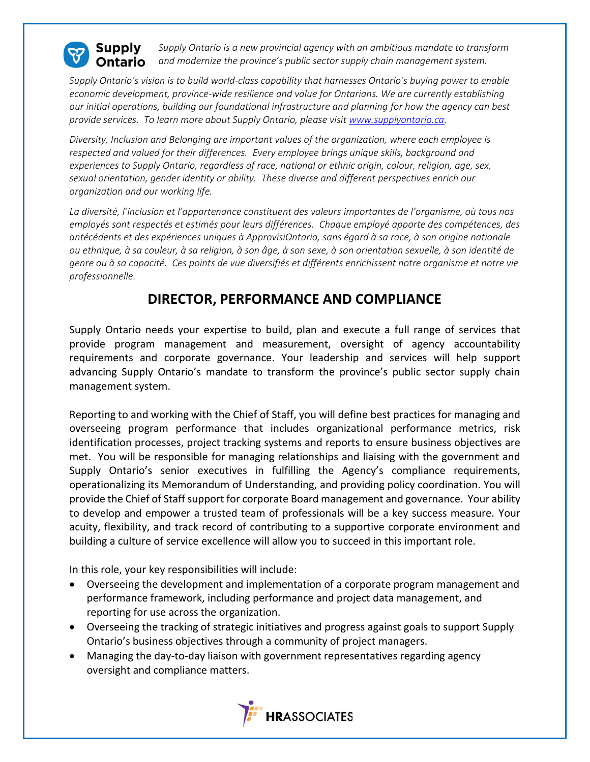**Supply Ontario** *Supply Ontario is a new provincial agency with an ambitious mandate to transform and modernize the province's public sector supply chain management system.*

*Supply Ontario's vision is to build world-class capability that harnesses Ontario's buying power to enable economic development, province-wide resilience and value for Ontarians. We are currently establishing our initial operations, building our foundational infrastructure and planning for how the agency can best provide services. To learn more about Supply Ontario, please visit [www.supplyontario.ca](www.supplyontario.ca).*

*Diversity, Inclusion and Belonging are important values of the organization, where each employee is respected and valued for their differences. Every employee brings unique skills, background and experiences to Supply Ontario, regardless of race, national or ethnic origin, colour, religion, age, sex, sexual orientation, gender identity or ability. These diverse and different perspectives enrich our organization and our working life.*

*La diversité, l'inclusion et l'appartenance constituent des valeurs importantes de l'organisme, où tous nos employés sont respectés et estimés pour leurs différences. Chaque employé apporte des compétences, des antécédents et des expériences uniques à ApprovisiOntario, sans égard à sa race, à son origine nationale ou ethnique, à sa couleur, à sa religion, à son âge, à son sexe, à son orientation sexuelle, à son identité de genre ou à sa capacité. Ces points de vue diversifiés et différents enrichissent notre organisme et notre vie professionnelle.*

# DIRECTOR, PERFORMANCE AND COMPLIANCE

Supply Ontario needs your expertise to build, plan and execute a full range of services that provide program management and measurement, oversight of agency accountability requirements and corporate governance. Your leadership and services will help support advancing Supply Ontario's mandate to transform the province's public sector supply chain management system.

Reporting to and working with the Chief of Staff, you will define best practices for managing and overseeing program performance that includes organizational performance metrics, risk identification processes, project tracking systems and reports to ensure business objectives are met. You will be responsible for managing relationships and liaising with the government and Supply Ontario's senior executives in fulfilling the Agency's compliance requirements, operationalizing its Memorandum of Understanding, and providing policy coordination. You will provide the Chief of Staff support for corporate Board management and governance. Your ability to develop and empower a trusted team of professionals will be a key success measure. Your acuity, flexibility, and track record of contributing to a supportive corporate environment and building a culture of service excellence will allow you to succeed in this important role.

In this role, your key responsibilities will include:

- Overseeing the development and implementation of a corporate program management and performance framework, including performance and project data management, and reporting for use across the organization.
- Overseeing the tracking of strategic initiatives and progress against goals to support Supply Ontario's business objectives through a community of project managers.
- Managing the day-to-day liaison with government representatives regarding agency oversight and compliance matters.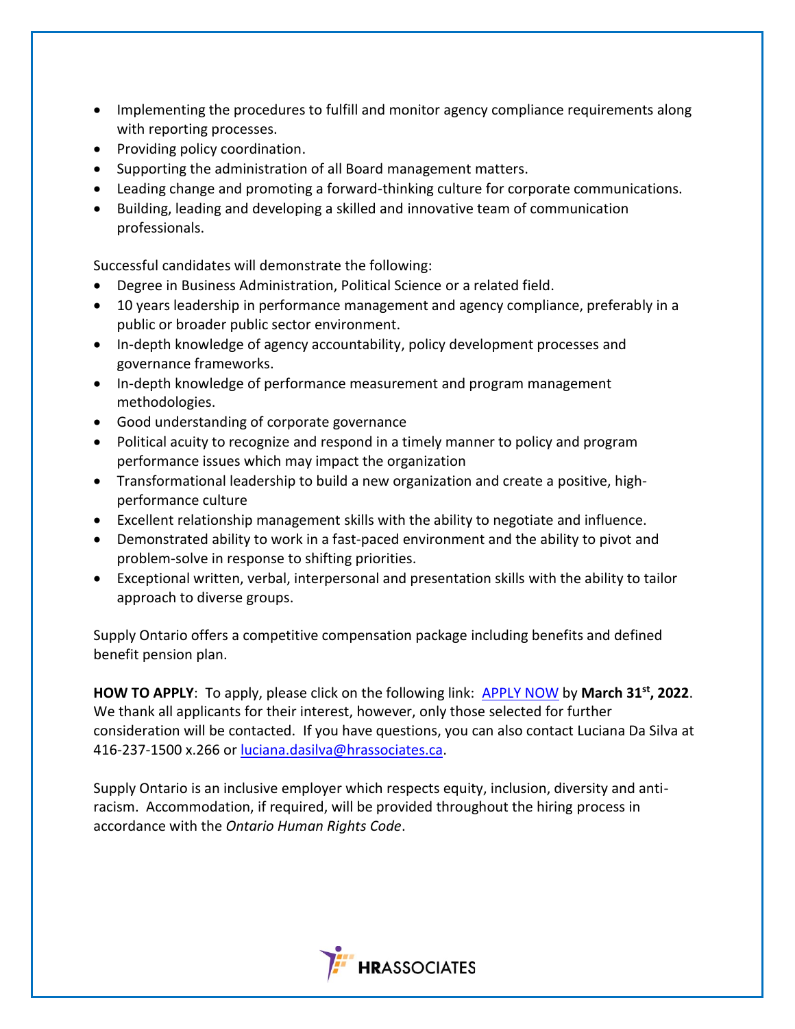- Implementing the procedures to fulfill and monitor agency compliance requirements along with reporting processes.
- Providing policy coordination.
- Supporting the administration of all Board management matters.
- Leading change and promoting a forward-thinking culture for corporate communications.
- Building, leading and developing a skilled and innovative team of communication professionals.

Successful candidates will demonstrate the following:

- Degree in Business Administration, Political Science or a related field.
- 10 years leadership in performance management and agency compliance, preferably in a public or broader public sector environment.
- In-depth knowledge of agency accountability, policy development processes and governance frameworks.
- In-depth knowledge of performance measurement and program management methodologies.
- Good understanding of corporate governance
- Political acuity to recognize and respond in a timely manner to policy and program performance issues which may impact the organization
- Transformational leadership to build a new organization and create a positive, high-performance culture
- Excellent relationship management skills with the ability to negotiate and influence.
- Demonstrated ability to work in a fast-paced environment and the ability to pivot and problem-solve in response to shifting priorities.
- Exceptional written, verbal, interpersonal and presentation skills with the ability to tailor approach to diverse groups.

Supply Ontario offers a competitive compensation package including benefits and defined benefit pension plan.

**HOW TO APPLY**: To apply, please click on the following link: [APPLY NOW] by **March 31st, 2022**. We thank all applicants for their interest, however, only those selected for further consideration will be contacted. If you have questions, you can also contact Luciana Da Silva at 416-237-1500 x.266 or luciana.dasilva@hrassociates.ca.

Supply Ontario is an inclusive employer which respects equity, inclusion, diversity and anti-racism. Accommodation, if required, will be provided throughout the hiring process in accordance with the *Ontario Human Rights Code*.

HRASSOCIATES